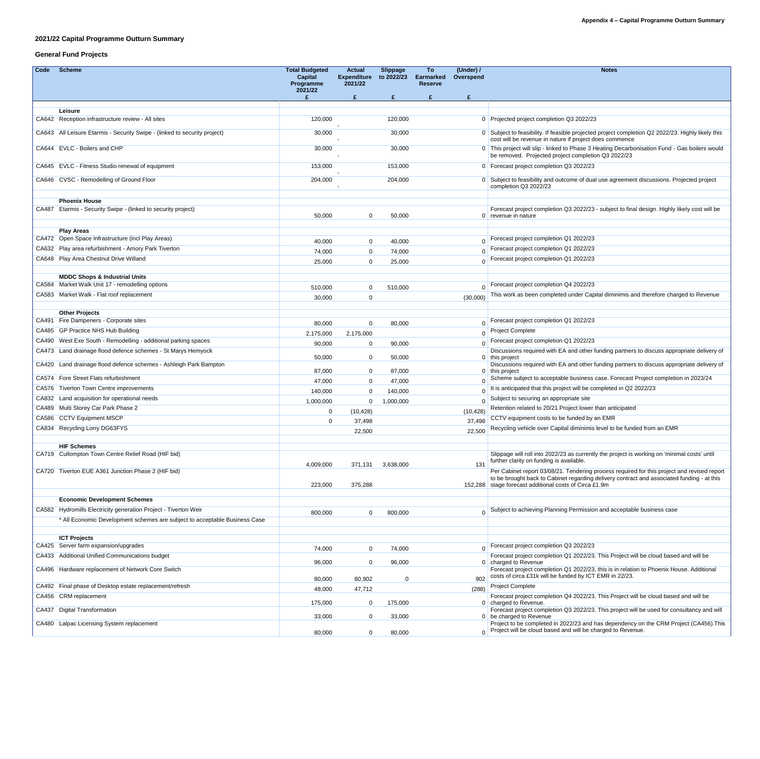Appendix 4 – Capital Programme Outturn Summary

## 2021/22 Capital Programme Outturn Summary

### General Fund Projects

| Code | Scheme | Total Budgeted Capital Programme 2021/22 £ | Actual Expenditure 2021/22 £ | Slippage to 2022/23 £ | To Earmarked Reserve £ | (Under) / Overspend £ | Notes |
|---|---|---|---|---|---|---|---|
| | **Leisure** | | | | | | |
| CA642 | Reception infrastructure review - All sites | 120,000 | - | 120,000 | | 0 | Projected project completion Q3 2022/23 |
| CA643 | All Leisure Etarmis - Security Swipe - (linked to security project) | 30,000 | - | 30,000 | | 0 | Subject to feasibility. If feasible projected project completion Q2 2022/23. Highly likely this cost will be revenue in nature if project does commence |
| CA644 | EVLC - Boilers and CHP | 30,000 | - | 30,000 | | 0 | This project will slip - linked to Phase 3 Heating Decarbonisation Fund - Gas boilers would be removed. Projected project completion Q3 2022/23 |
| CA645 | EVLC - Fitness Studio renewal of equipment | 153,000 | - | 153,000 | | 0 | Forecast project completion Q3 2022/23 |
| CA646 | CVSC - Remodelling of Ground Floor | 204,000 | - | 204,000 | | 0 | Subject to feasibility and outcome of dual use agreement discussions. Projected project completion Q3 2022/23 |
| | **Phoenix House** | | | | | | |
| CA487 | Etarmis - Security Swipe - (linked to security project) | 50,000 | 0 | 50,000 | | 0 | Forecast project completion Q3 2022/23 - subject to final design. Highly likely cost will be revenue in nature |
| | **Play Areas** | | | | | | |
| CA472 | Open Space Infrastructure (incl Play Areas) | 40,000 | 0 | 40,000 | | 0 | Forecast project completion Q1 2022/23 |
| CA632 | Play area refurbishment - Amory Park Tiverton | 74,000 | 0 | 74,000 | | 0 | Forecast project completion Q1 2022/23 |
| CA648 | Play Area Chestnut Drive Willand | 25,000 | 0 | 25,000 | | 0 | Forecast project completion Q1 2022/23 |
| | **MDDC Shops & Industrial Units** | | | | | | |
| CA584 | Market Walk Unit 17 - remodelling options | 510,000 | 0 | 510,000 | | 0 | Forecast project completion Q4 2022/23 |
| CA583 | Market Walk - Flat roof replacement | 30,000 | 0 | | | (30,000) | This work as been completed under Capital diminimis and therefore charged to Revenue |
| | **Other Projects** | | | | | | |
| CA491 | Fire Dampeners - Corporate sites | 80,000 | 0 | 80,000 | | 0 | Forecast project completion Q1 2022/23 |
| CA485 | GP Practice NHS Hub Building | 2,175,000 | 2,175,000 | | | 0 | Project Complete |
| CA490 | West Exe South - Remodelling - additional parking spaces | 90,000 | 0 | 90,000 | | 0 | Forecast project completion Q1 2022/23 |
| CA473 | Land drainage flood defence schemes - St Marys Hemyock | 50,000 | 0 | 50,000 | | 0 | Discussions required with EA and other funding partners to discuss appropriate delivery of this project |
| CA420 | Land drainage flood defence schemes - Ashleigh Park Bampton | 87,000 | 0 | 87,000 | | 0 | Discussions required with EA and other funding partners to discuss appropriate delivery of this project |
| CA574 | Fore Street Flats refurbishment | 47,000 | 0 | 47,000 | | 0 | Scheme subject to acceptable business case. Forecast Project completion in 2023/24 |
| CA576 | Tiverton Town Centre improvements | 140,000 | 0 | 140,000 | | 0 | It is anticipated that this project will be completed in Q2 2022/23 |
| CA832 | Land acquisition for operational needs | 1,000,000 | 0 | 1,000,000 | | 0 | Subject to securing an appropriate site |
| CA489 | Multi Storey Car Park Phase 2 | 0 | (10,428) | | | (10,428) | Retention related to 20/21 Project lower than anticipated |
| CA586 | CCTV Equipment MSCP | 0 | 37,498 | | | 37,498 | CCTV equipment costs to be funded by an EMR |
| CA834 | Recycling Lorry DG63FYS | | 22,500 | | | 22,500 | Recycling vehicle over Capital diminimis level to be funded from an EMR |
| | **HIF Schemes** | | | | | | |
| CA719 | Cullompton Town Centre Relief Road (HIF bid) | 4,009,000 | 371,131 | 3,638,000 | | 131 | Slippage will roll into 2022/23 as currently the project is working on 'minimal costs' until further clarity on funding is available. |
| CA720 | Tiverton EUE A361 Junction Phase 2 (HIF bid) | 223,000 | 375,288 | | | 152,288 | Per Cabinet report 03/08/21. Tendering process required for this project and revised report to be brought back to Cabinet regarding delivery contract and associated funding - at this stage forecast additional costs of Circa £1.9m |
| | **Economic Development Schemes** | | | | | | |
| CA582 | Hydromills Electricity generation Project - Tiverton Weir | 800,000 | 0 | 800,000 | | 0 | Subject to achieving Planning Permission and acceptable business case |
| | * All Economic Development schemes are subject to acceptable Business Case | | | | | | |
| | **ICT Projects** | | | | | | |
| CA425 | Server farm expansion/upgrades | 74,000 | 0 | 74,000 | | 0 | Forecast project completion Q3 2022/23 |
| CA433 | Additional Unified Communications budget | 96,000 | 0 | 96,000 | | 0 | Forecast project completion Q1 2022/23. This Project will be cloud based and will be charged to Revenue |
| CA496 | Hardware replacement of Network Core Switch | 80,000 | 80,902 | 0 | | 902 | Forecast project completion Q1 2022/23, this is in relation to Phoenix House. Additional costs of circa £31k will be funded by ICT EMR in 22/23. |
| CA492 | Final phase of Desktop estate replacement/refresh | 48,000 | 47,712 | | | (288) | Project Complete |
| CA456 | CRM replacement | 175,000 | 0 | 175,000 | | 0 | Forecast project completion Q4 2022/23. This Project will be cloud based and will be charged to Revenue. |
| CA437 | Digital Transformation | 33,000 | 0 | 33,000 | | 0 | Forecast project completion Q3 2022/23. This project will be used for consultancy and will be charged to Revenue |
| CA480 | Lalpac Licensing System replacement | 80,000 | 0 | 80,000 | | 0 | Project to be completed in 2022/23 and has dependency on the CRM Project (CA456).This Project will be cloud based and will be charged to Revenue. |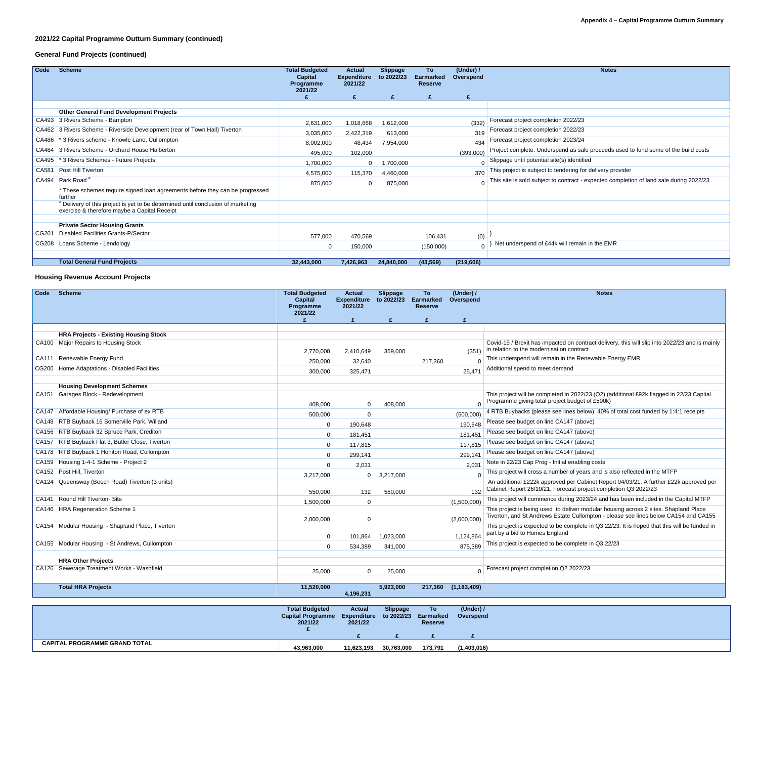## 2021/22 Capital Programme Outturn Summary (continued)

### General Fund Projects (continued)

| Code | Scheme | Total Budgeted Capital Programme 2021/22 £ | Actual Expenditure 2021/22 £ | Slippage to 2022/23 £ | To Earmarked Reserve £ | (Under) / Overspend £ | Notes |
|---|---|---|---|---|---|---|---|
| | **Other General Fund Development Projects** | | | | | | |
| CA493 | 3 Rivers Scheme - Bampton | 2,631,000 | 1,018,668 | 1,612,000 | | (332) | Forecast project completion 2022/23 |
| CA462 | 3 Rivers Scheme - Riverside Development (rear of Town Hall) Tiverton | 3,035,000 | 2,422,319 | 613,000 | | 319 | Forecast project completion 2022/23 |
| CA486 | * 3 Rivers scheme - Knowle Lane, Cullompton | 8,002,000 | 48,434 | 7,954,000 | | 434 | Forecast project completion 2023/24 |
| CA484 | 3 Rivers Scheme - Orchard House Halberton | 495,000 | 102,000 | | | (393,000) | Project complete. Underspend as sale proceeds used to fund some of the build costs |
| CA495 | * 3 Rivers Schemes - Future Projects | 1,700,000 | 0 | 1,700,000 | | 0 | Slippage until potential site(s) identified |
| CA581 | Post Hill Tiverton | 4,575,000 | 115,370 | 4,460,000 | | 370 | This project is subject to tendering for delivery provider |
| CA494 | Park Road # | 875,000 | 0 | 875,000 | | 0 | This site is sold subject to contract - expected completion of land sale during 2022/23 |
| | * These schemes require signed loan agreements before they can be progressed further | | | | | | |
| | # Delivery of this project is yet to be determined until conclusion of marketing exercise & therefore maybe a Capital Receipt | | | | | | |
| | **Private Sector Housing Grants** | | | | | | |
| CG201 | Disabled Facilities Grants-P/Sector | 577,000 | 470,569 | | 106,431 | (0) | } |
| CG208 | Loans Scheme - Lendology | 0 | 150,000 | | (150,000) | 0 | } Net underspend of £44k will remain in the EMR |
| | **Total General Fund Projects** | **32,443,000** | **7,426,963** | **24,840,000** | **(43,569)** | **(219,606)** | |

### Housing Revenue Account Projects

| Code | Scheme | Total Budgeted Capital Programme 2021/22 £ | Actual Expenditure 2021/22 £ | Slippage to 2022/23 £ | To Earmarked Reserve £ | (Under) / Overspend £ | Notes |
|---|---|---|---|---|---|---|---|
| | **HRA Projects - Existing Housing Stock** | | | | | | |
| CA100 | Major Repairs to Housing Stock | 2,770,000 | 2,410,649 | 359,000 | | (351) | Covid-19 / Brexit has impacted on contract delivery, this will slip into 2022/23 and is mainly in relation to the modernisation contract |
| CA111 | Renewable Energy Fund | 250,000 | 32,640 | | 217,360 | 0 | This underspend will remain in the Renewable Energy EMR |
| CG200 | Home Adaptations - Disabled Facilities | 300,000 | 325,471 | | | 25,471 | Additional spend to meet demand |
| | **Housing Development Schemes** | | | | | | |
| CA151 | Garages Block - Redevelopment | 408,000 | 0 | 408,000 | | 0 | This project will be completed in 2022/23 (Q2) (additional £92k flagged in 22/23 Capital Programme giving total project budget of £500k) |
| CA147 | Affordable Housing/ Purchase of ex RTB | 500,000 | 0 | | | (500,000) | 4 RTB Buybacks (please see lines below). 40% of total cost funded by 1:4:1 receipts |
| CA148 | RTB Buyback 16 Somerville Park, Willand | 0 | 190,648 | | | 190,648 | Please see budget on line CA147 (above) |
| CA156 | RTB Buyback 32 Spruce Park, Crediton | 0 | 181,451 | | | 181,451 | Please see budget on line CA147 (above) |
| CA157 | RTB Buyback Flat 3, Butler Close, Tiverton | 0 | 117,815 | | | 117,815 | Please see budget on line CA147 (above) |
| CA178 | RTB Buyback 1 Honiton Road, Cullompton | 0 | 299,141 | | | 299,141 | Please see budget on line CA147 (above) |
| CA159 | Housing 1-4-1 Scheme - Project 2 | 0 | 2,031 | | | 2,031 | Note in 22/23 Cap Prog - Initial enabling costs |
| CA152 | Post Hill, Tiverton | 3,217,000 | 0 | 3,217,000 | | 0 | This project will cross a number of years and is also reflected in the MTFP |
| CA124 | Queensway (Beech Road) Tiverton (3 units) | 550,000 | 132 | 550,000 | | 132 | An additional £222k approved per Cabinet Report 04/03/21. A further £22k approved per Cabinet Report 26/10/21. Forecast project completion Q3 2022/23 |
| CA141 | Round Hill Tiverton- Site | 1,500,000 | 0 | | | (1,500,000) | This project will commence during 2023/24 and has been included in the Capital MTFP |
| CA146 | HRA Regeneration Scheme 1 | 2,000,000 | 0 | | | (2,000,000) | This project is being used to deliver modular housing across 2 sites. Shapland Place Tiverton, and St Andrews Estate Cullompton - please see lines below CA154 and CA155 |
| CA154 | Modular Housing - Shapland Place, Tiverton | 0 | 101,864 | 1,023,000 | | 1,124,864 | This project is expected to be complete in Q3 22/23. It is hoped that this will be funded in part by a bid to Homes England |
| CA155 | Modular Housing - St Andrews, Cullompton | 0 | 534,389 | 341,000 | | 875,389 | This project is expected to be complete in Q3 22/23 |
| | **HRA Other Projects** | | | | | | |
| CA126 | Sewerage Treatment Works - Washfield | 25,000 | 0 | 25,000 | | 0 | Forecast project completion Q2 2022/23 |
| | **Total HRA Projects** | **11,520,000** | **4,196,231** | **5,923,000** | **217,360** | **(1,183,409)** | |

| | Total Budgeted Capital Programme 2021/22 £ | Actual Expenditure 2021/22 £ | Slippage to 2022/23 £ | To Earmarked Reserve £ | (Under) / Overspend £ |
|---|---|---|---|---|---|
| **CAPITAL PROGRAMME GRAND TOTAL** | **43,963,000** | **11,623,193** | **30,763,000** | **173,791** | **(1,403,016)** |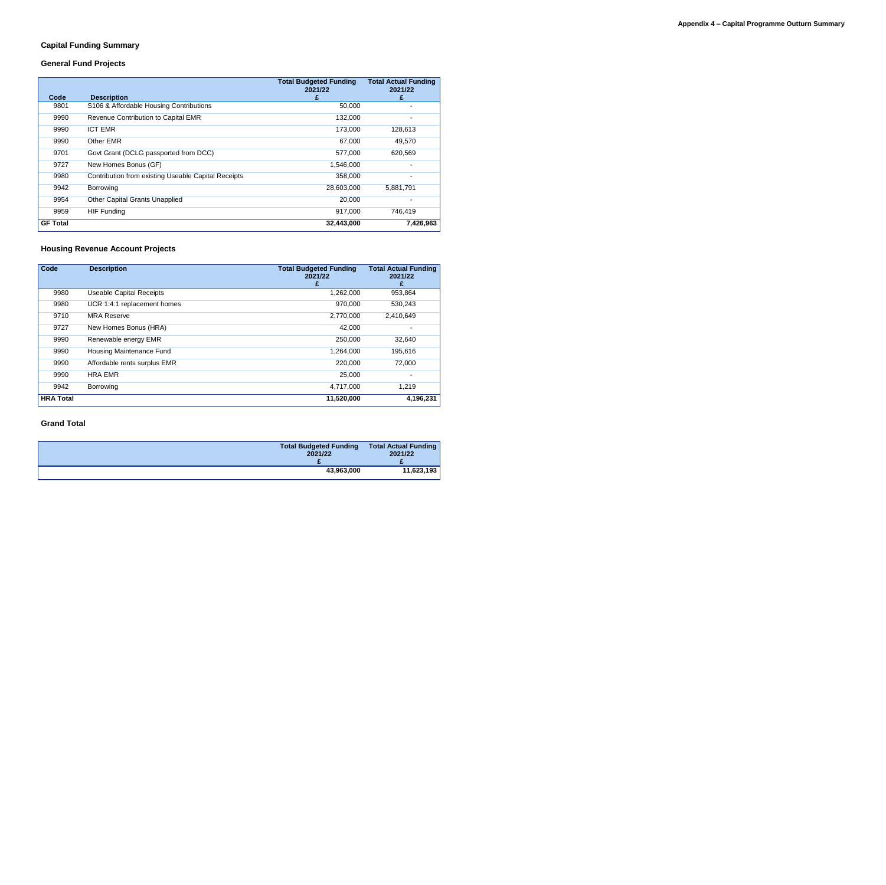**Appendix 4 – Capital Programme Outturn Summary**

## Capital Funding Summary

### General Fund Projects

| Code | Description | Total Budgeted Funding 2021/22 £ | Total Actual Funding 2021/22 £ |
|---|---|---|---|
| 9801 | S106 & Affordable Housing Contributions | 50,000 | - |
| 9990 | Revenue Contribution to Capital EMR | 132,000 | - |
| 9990 | ICT EMR | 173,000 | 128,613 |
| 9990 | Other EMR | 67,000 | 49,570 |
| 9701 | Govt Grant (DCLG passported from DCC) | 577,000 | 620,569 |
| 9727 | New Homes Bonus (GF) | 1,546,000 | - |
| 9980 | Contribution from existing Useable Capital Receipts | 358,000 | - |
| 9942 | Borrowing | 28,603,000 | 5,881,791 |
| 9954 | Other Capital Grants Unapplied | 20,000 | - |
| 9959 | HIF Funding | 917,000 | 746,419 |
| **GF Total** | | **32,443,000** | **7,426,963** |

### Housing Revenue Account Projects

| Code | Description | Total Budgeted Funding 2021/22 £ | Total Actual Funding 2021/22 £ |
|---|---|---|---|
| 9980 | Useable Capital Receipts | 1,262,000 | 953,864 |
| 9980 | UCR 1:4:1 replacement homes | 970,000 | 530,243 |
| 9710 | MRA Reserve | 2,770,000 | 2,410,649 |
| 9727 | New Homes Bonus (HRA) | 42,000 | - |
| 9990 | Renewable energy EMR | 250,000 | 32,640 |
| 9990 | Housing Maintenance Fund | 1,264,000 | 195,616 |
| 9990 | Affordable rents surplus EMR | 220,000 | 72,000 |
| 9990 | HRA EMR | 25,000 | - |
| 9942 | Borrowing | 4,717,000 | 1,219 |
| **HRA Total** | | **11,520,000** | **4,196,231** |

### Grand Total

| | Total Budgeted Funding 2021/22 £ | Total Actual Funding 2021/22 £ |
|---|---|---|
| | **43,963,000** | **11,623,193** |